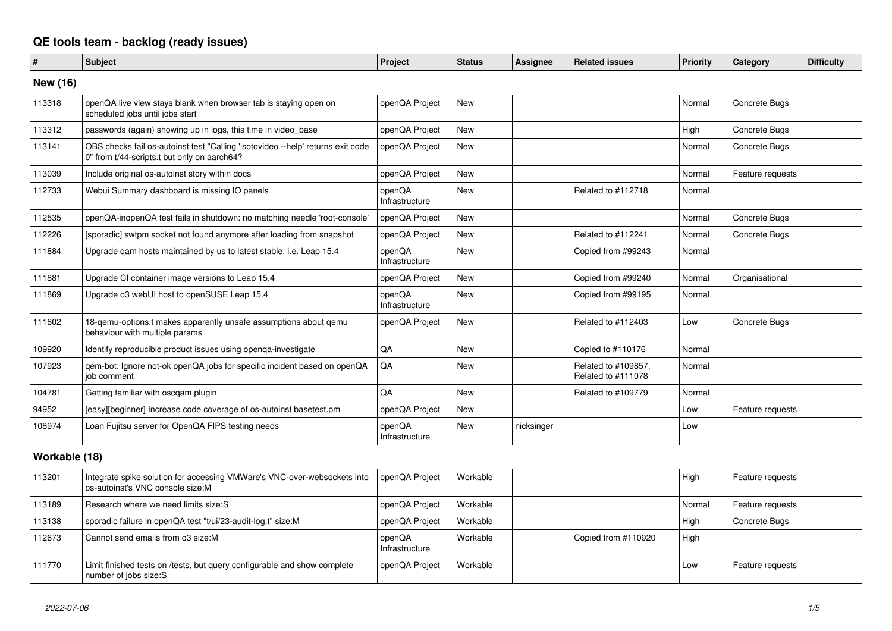# QE tools team - backlog (ready issues)

| # | Subject | Project | Status | Assignee | Related issues | Priority | Category | Difficulty |
|---|---|---|---|---|---|---|---|---|
| **New (16)** | | | | | | | | |
| 113318 | openQA live view stays blank when browser tab is staying open on scheduled jobs until jobs start | openQA Project | New | | | Normal | Concrete Bugs | |
| 113312 | passwords (again) showing up in logs, this time in video_base | openQA Project | New | | | High | Concrete Bugs | |
| 113141 | OBS checks fail os-autoinst test "Calling 'isotovideo --help' returns exit code 0" from t/44-scripts.t but only on aarch64? | openQA Project | New | | | Normal | Concrete Bugs | |
| 113039 | Include original os-autoinst story within docs | openQA Project | New | | | Normal | Feature requests | |
| 112733 | Webui Summary dashboard is missing IO panels | openQA Infrastructure | New | | Related to #112718 | Normal | | |
| 112535 | openQA-inopenQA test fails in shutdown: no matching needle 'root-console' | openQA Project | New | | | Normal | Concrete Bugs | |
| 112226 | [sporadic] swtpm socket not found anymore after loading from snapshot | openQA Project | New | | Related to #112241 | Normal | Concrete Bugs | |
| 111884 | Upgrade qam hosts maintained by us to latest stable, i.e. Leap 15.4 | openQA Infrastructure | New | | Copied from #99243 | Normal | | |
| 111881 | Upgrade CI container image versions to Leap 15.4 | openQA Project | New | | Copied from #99240 | Normal | Organisational | |
| 111869 | Upgrade o3 webUI host to openSUSE Leap 15.4 | openQA Infrastructure | New | | Copied from #99195 | Normal | | |
| 111602 | 18-qemu-options.t makes apparently unsafe assumptions about qemu behaviour with multiple params | openQA Project | New | | Related to #112403 | Low | Concrete Bugs | |
| 109920 | Identify reproducible product issues using openqa-investigate | QA | New | | Copied to #110176 | Normal | | |
| 107923 | qem-bot: Ignore not-ok openQA jobs for specific incident based on openQA job comment | QA | New | | Related to #109857, Related to #111078 | Normal | | |
| 104781 | Getting familiar with oscqam plugin | QA | New | | Related to #109779 | Normal | | |
| 94952 | [easy][beginner] Increase code coverage of os-autoinst basetest.pm | openQA Project | New | | | Low | Feature requests | |
| 108974 | Loan Fujitsu server for OpenQA FIPS testing needs | openQA Infrastructure | New | nicksinger | | Low | | |
| **Workable (18)** | | | | | | | | |
| 113201 | Integrate spike solution for accessing VMWare's VNC-over-websockets into os-autoinst's VNC console size:M | openQA Project | Workable | | | High | Feature requests | |
| 113189 | Research where we need limits size:S | openQA Project | Workable | | | Normal | Feature requests | |
| 113138 | sporadic failure in openQA test "t/ui/23-audit-log.t" size:M | openQA Project | Workable | | | High | Concrete Bugs | |
| 112673 | Cannot send emails from o3 size:M | openQA Infrastructure | Workable | | Copied from #110920 | High | | |
| 111770 | Limit finished tests on /tests, but query configurable and show complete number of jobs size:S | openQA Project | Workable | | | Low | Feature requests | |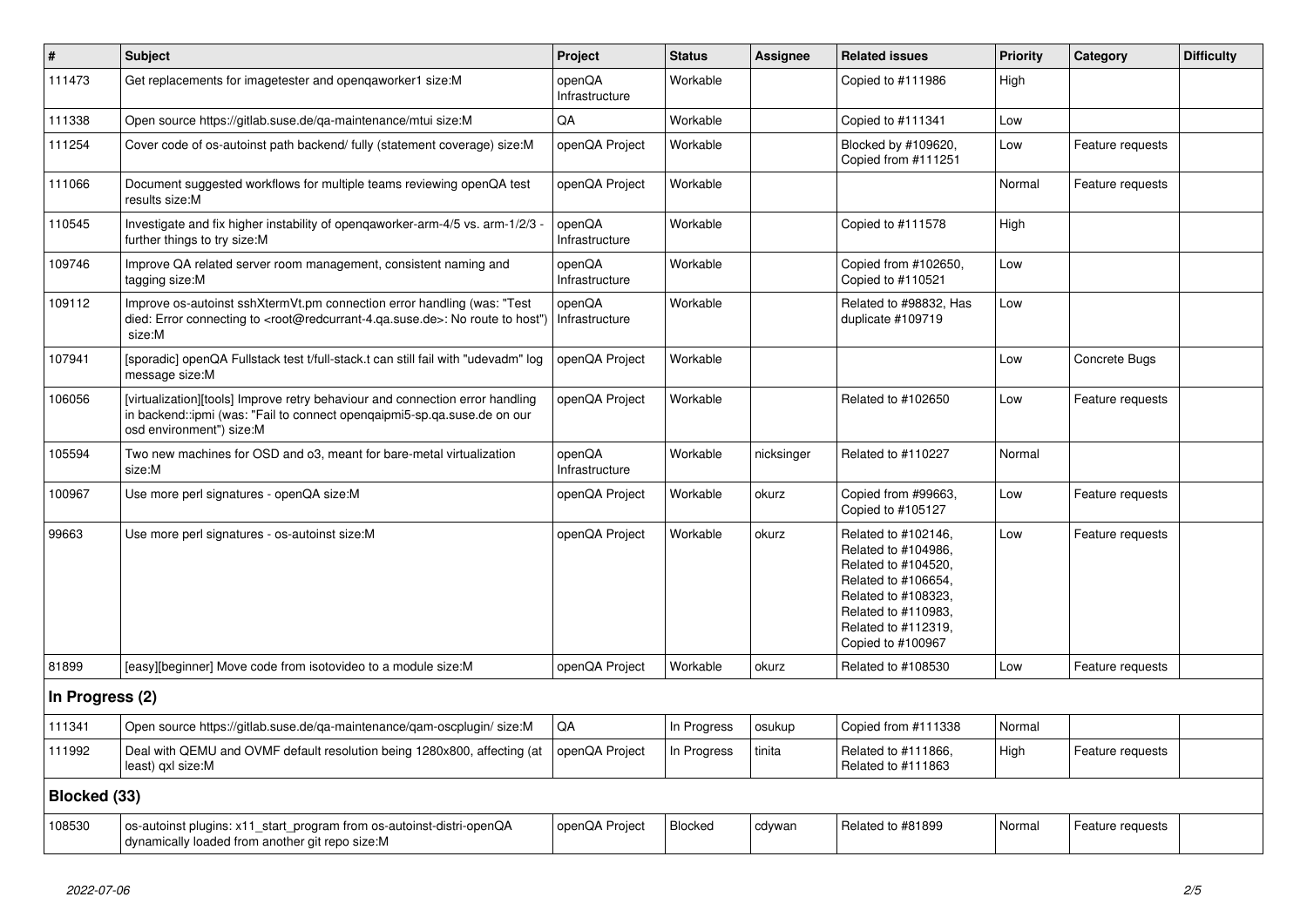| # | Subject | Project | Status | Assignee | Related issues | Priority | Category | Difficulty |
|---|---|---|---|---|---|---|---|---|
| 111473 | Get replacements for imagetester and openqaworker1 size:M | openQA Infrastructure | Workable | | Copied to #111986 | High | | |
| 111338 | Open source https://gitlab.suse.de/qa-maintenance/mtui size:M | QA | Workable | | Copied to #111341 | Low | | |
| 111254 | Cover code of os-autoinst path backend/ fully (statement coverage) size:M | openQA Project | Workable | | Blocked by #109620, Copied from #111251 | Low | Feature requests | |
| 111066 | Document suggested workflows for multiple teams reviewing openQA test results size:M | openQA Project | Workable | | | Normal | Feature requests | |
| 110545 | Investigate and fix higher instability of openqaworker-arm-4/5 vs. arm-1/2/3 - further things to try size:M | openQA Infrastructure | Workable | | Copied to #111578 | High | | |
| 109746 | Improve QA related server room management, consistent naming and tagging size:M | openQA Infrastructure | Workable | | Copied from #102650, Copied to #110521 | Low | | |
| 109112 | Improve os-autoinst sshXtermVt.pm connection error handling (was: "Test died: Error connecting to <root@redcurrant-4.qa.suse.de>: No route to host") size:M | openQA Infrastructure | Workable | | Related to #98832, Has duplicate #109719 | Low | | |
| 107941 | [sporadic] openQA Fullstack test t/full-stack.t can still fail with "udevadm" log message size:M | openQA Project | Workable | | | Low | Concrete Bugs | |
| 106056 | [virtualization][tools] Improve retry behaviour and connection error handling in backend::ipmi (was: "Fail to connect openqaipmi5-sp.qa.suse.de on our osd environment") size:M | openQA Project | Workable | | Related to #102650 | Low | Feature requests | |
| 105594 | Two new machines for OSD and o3, meant for bare-metal virtualization size:M | openQA Infrastructure | Workable | nicksinger | Related to #110227 | Normal | | |
| 100967 | Use more perl signatures - openQA size:M | openQA Project | Workable | okurz | Copied from #99663, Copied to #105127 | Low | Feature requests | |
| 99663 | Use more perl signatures - os-autoinst size:M | openQA Project | Workable | okurz | Related to #102146, Related to #104986, Related to #104520, Related to #106654, Related to #108323, Related to #110983, Related to #112319, Copied to #100967 | Low | Feature requests | |
| 81899 | [easy][beginner] Move code from isotovideo to a module size:M | openQA Project | Workable | okurz | Related to #108530 | Low | Feature requests | |
| **In Progress (2)** | | | | | | | | |
| 111341 | Open source https://gitlab.suse.de/qa-maintenance/qam-oscplugin/ size:M | QA | In Progress | osukup | Copied from #111338 | Normal | | |
| 111992 | Deal with QEMU and OVMF default resolution being 1280x800, affecting (at least) qxl size:M | openQA Project | In Progress | tinita | Related to #111866, Related to #111863 | High | Feature requests | |
| **Blocked (33)** | | | | | | | | |
| 108530 | os-autoinst plugins: x11_start_program from os-autoinst-distri-openQA dynamically loaded from another git repo size:M | openQA Project | Blocked | cdywan | Related to #81899 | Normal | Feature requests | |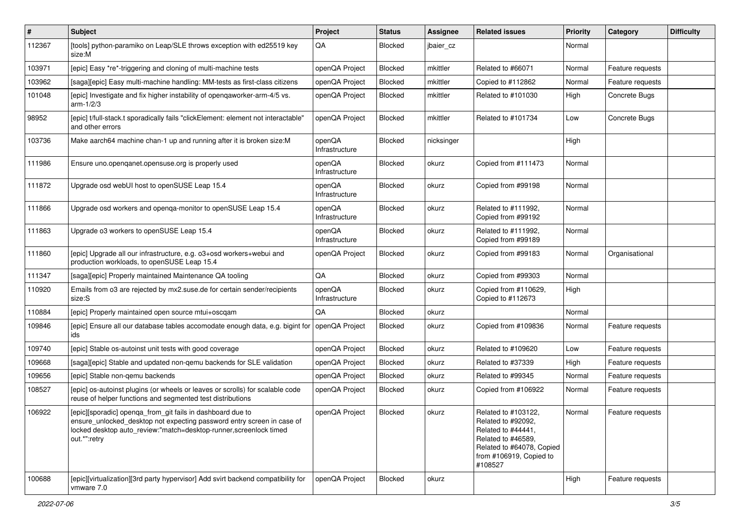| # | Subject | Project | Status | Assignee | Related issues | Priority | Category | Difficulty |
|---|---|---|---|---|---|---|---|---|
| 112367 | [tools] python-paramiko on Leap/SLE throws exception with ed25519 key size:M | QA | Blocked | jbaier_cz | | Normal | | |
| 103971 | [epic] Easy *re*-triggering and cloning of multi-machine tests | openQA Project | Blocked | mkittler | Related to #66071 | Normal | Feature requests | |
| 103962 | [saga][epic] Easy multi-machine handling: MM-tests as first-class citizens | openQA Project | Blocked | mkittler | Copied to #112862 | Normal | Feature requests | |
| 101048 | [epic] Investigate and fix higher instability of openqaworker-arm-4/5 vs. arm-1/2/3 | openQA Project | Blocked | mkittler | Related to #101030 | High | Concrete Bugs | |
| 98952 | [epic] t/full-stack.t sporadically fails "clickElement: element not interactable" and other errors | openQA Project | Blocked | mkittler | Related to #101734 | Low | Concrete Bugs | |
| 103736 | Make aarch64 machine chan-1 up and running after it is broken size:M | openQA Infrastructure | Blocked | nicksinger | | High | | |
| 111986 | Ensure uno.openqanet.opensuse.org is properly used | openQA Infrastructure | Blocked | okurz | Copied from #111473 | Normal | | |
| 111872 | Upgrade osd webUI host to openSUSE Leap 15.4 | openQA Infrastructure | Blocked | okurz | Copied from #99198 | Normal | | |
| 111866 | Upgrade osd workers and openqa-monitor to openSUSE Leap 15.4 | openQA Infrastructure | Blocked | okurz | Related to #111992, Copied from #99192 | Normal | | |
| 111863 | Upgrade o3 workers to openSUSE Leap 15.4 | openQA Infrastructure | Blocked | okurz | Related to #111992, Copied from #99189 | Normal | | |
| 111860 | [epic] Upgrade all our infrastructure, e.g. o3+osd workers+webui and production workloads, to openSUSE Leap 15.4 | openQA Project | Blocked | okurz | Copied from #99183 | Normal | Organisational | |
| 111347 | [saga][epic] Properly maintained Maintenance QA tooling | QA | Blocked | okurz | Copied from #99303 | Normal | | |
| 110920 | Emails from o3 are rejected by mx2.suse.de for certain sender/recipients size:S | openQA Infrastructure | Blocked | okurz | Copied from #110629, Copied to #112673 | High | | |
| 110884 | [epic] Properly maintained open source mtui+oscqam | QA | Blocked | okurz | | Normal | | |
| 109846 | [epic] Ensure all our database tables accomodate enough data, e.g. bigint for ids | openQA Project | Blocked | okurz | Copied from #109836 | Normal | Feature requests | |
| 109740 | [epic] Stable os-autoinst unit tests with good coverage | openQA Project | Blocked | okurz | Related to #109620 | Low | Feature requests | |
| 109668 | [saga][epic] Stable and updated non-qemu backends for SLE validation | openQA Project | Blocked | okurz | Related to #37339 | High | Feature requests | |
| 109656 | [epic] Stable non-qemu backends | openQA Project | Blocked | okurz | Related to #99345 | Normal | Feature requests | |
| 108527 | [epic] os-autoinst plugins (or wheels or leaves or scrolls) for scalable code reuse of helper functions and segmented test distributions | openQA Project | Blocked | okurz | Copied from #106922 | Normal | Feature requests | |
| 106922 | [epic][sporadic] openqa_from_git fails in dashboard due to ensure_unlocked_desktop not expecting password entry screen in case of locked desktop auto_review:"match=desktop-runner,screenlock timed out.*":retry | openQA Project | Blocked | okurz | Related to #103122, Related to #92092, Related to #44441, Related to #46589, Related to #64078, Copied from #106919, Copied to #108527 | Normal | Feature requests | |
| 100688 | [epic][virtualization][3rd party hypervisor] Add svirt backend compatibility for vmware 7.0 | openQA Project | Blocked | okurz | | High | Feature requests | |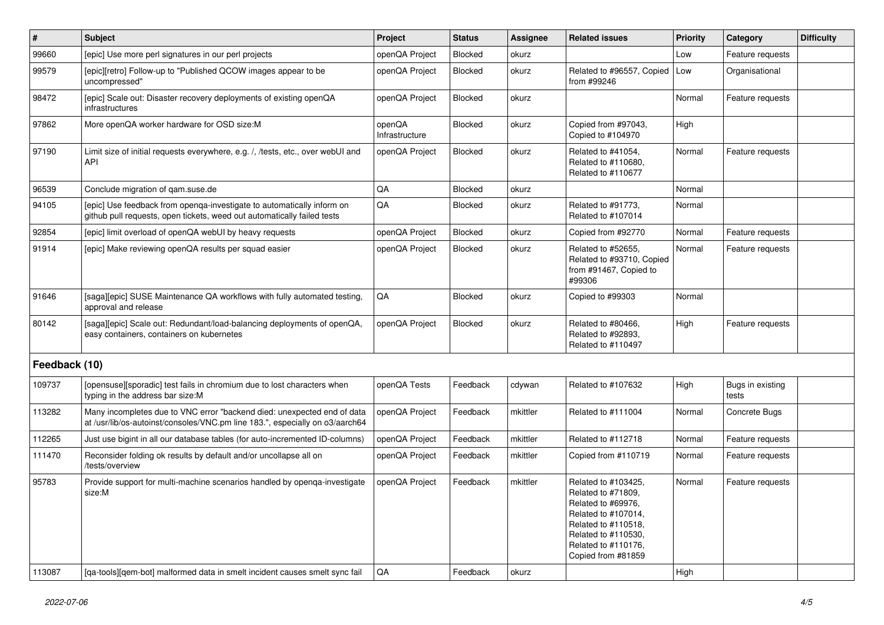| # | Subject | Project | Status | Assignee | Related issues | Priority | Category | Difficulty |
|---|---|---|---|---|---|---|---|---|
| 99660 | [epic] Use more perl signatures in our perl projects | openQA Project | Blocked | okurz | | Low | Feature requests | |
| 99579 | [epic][retro] Follow-up to "Published QCOW images appear to be uncompressed" | openQA Project | Blocked | okurz | Related to #96557, Copied from #99246 | Low | Organisational | |
| 98472 | [epic] Scale out: Disaster recovery deployments of existing openQA infrastructures | openQA Project | Blocked | okurz | | Normal | Feature requests | |
| 97862 | More openQA worker hardware for OSD size:M | openQA Infrastructure | Blocked | okurz | Copied from #97043, Copied to #104970 | High | | |
| 97190 | Limit size of initial requests everywhere, e.g. /, /tests, etc., over webUI and API | openQA Project | Blocked | okurz | Related to #41054, Related to #110680, Related to #110677 | Normal | Feature requests | |
| 96539 | Conclude migration of qam.suse.de | QA | Blocked | okurz | | Normal | | |
| 94105 | [epic] Use feedback from openqa-investigate to automatically inform on github pull requests, open tickets, weed out automatically failed tests | QA | Blocked | okurz | Related to #91773, Related to #107014 | Normal | | |
| 92854 | [epic] limit overload of openQA webUI by heavy requests | openQA Project | Blocked | okurz | Copied from #92770 | Normal | Feature requests | |
| 91914 | [epic] Make reviewing openQA results per squad easier | openQA Project | Blocked | okurz | Related to #52655, Related to #93710, Copied from #91467, Copied to #99306 | Normal | Feature requests | |
| 91646 | [saga][epic] SUSE Maintenance QA workflows with fully automated testing, approval and release | QA | Blocked | okurz | Copied to #99303 | Normal | | |
| 80142 | [saga][epic] Scale out: Redundant/load-balancing deployments of openQA, easy containers, containers on kubernetes | openQA Project | Blocked | okurz | Related to #80466, Related to #92893, Related to #110497 | High | Feature requests | |
| **Feedback (10)** | | | | | | | | |
| 109737 | [opensuse][sporadic] test fails in chromium due to lost characters when typing in the address bar size:M | openQA Tests | Feedback | cdywan | Related to #107632 | High | Bugs in existing tests | |
| 113282 | Many incompletes due to VNC error "backend died: unexpected end of data at /usr/lib/os-autoinst/consoles/VNC.pm line 183.", especially on o3/aarch64 | openQA Project | Feedback | mkittler | Related to #111004 | Normal | Concrete Bugs | |
| 112265 | Just use bigint in all our database tables (for auto-incremented ID-columns) | openQA Project | Feedback | mkittler | Related to #112718 | Normal | Feature requests | |
| 111470 | Reconsider folding ok results by default and/or uncollapse all on /tests/overview | openQA Project | Feedback | mkittler | Copied from #110719 | Normal | Feature requests | |
| 95783 | Provide support for multi-machine scenarios handled by openqa-investigate size:M | openQA Project | Feedback | mkittler | Related to #103425, Related to #71809, Related to #69976, Related to #107014, Related to #110518, Related to #110530, Related to #110176, Copied from #81859 | Normal | Feature requests | |
| 113087 | [qa-tools][qem-bot] malformed data in smelt incident causes smelt sync fail | QA | Feedback | okurz | | High | | |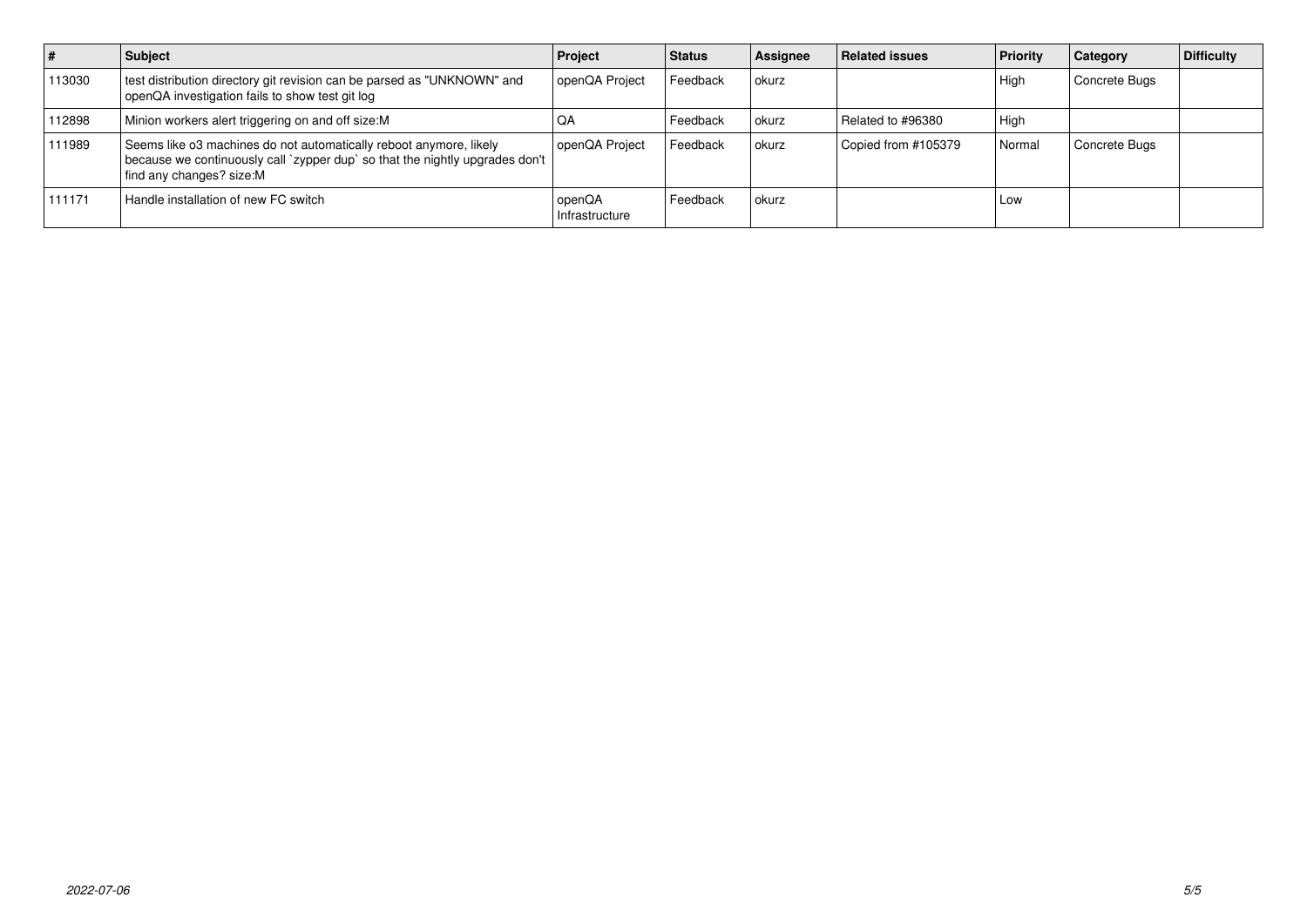| # | Subject | Project | Status | Assignee | Related issues | Priority | Category | Difficulty |
|---|---|---|---|---|---|---|---|---|
| 113030 | test distribution directory git revision can be parsed as "UNKNOWN" and openQA investigation fails to show test git log | openQA Project | Feedback | okurz | | High | Concrete Bugs | |
| 112898 | Minion workers alert triggering on and off size:M | QA | Feedback | okurz | Related to #96380 | High | | |
| 111989 | Seems like o3 machines do not automatically reboot anymore, likely because we continuously call `zypper dup` so that the nightly upgrades don't find any changes? size:M | openQA Project | Feedback | okurz | Copied from #105379 | Normal | Concrete Bugs | |
| 111171 | Handle installation of new FC switch | openQA Infrastructure | Feedback | okurz | | Low | | |

2022-07-06